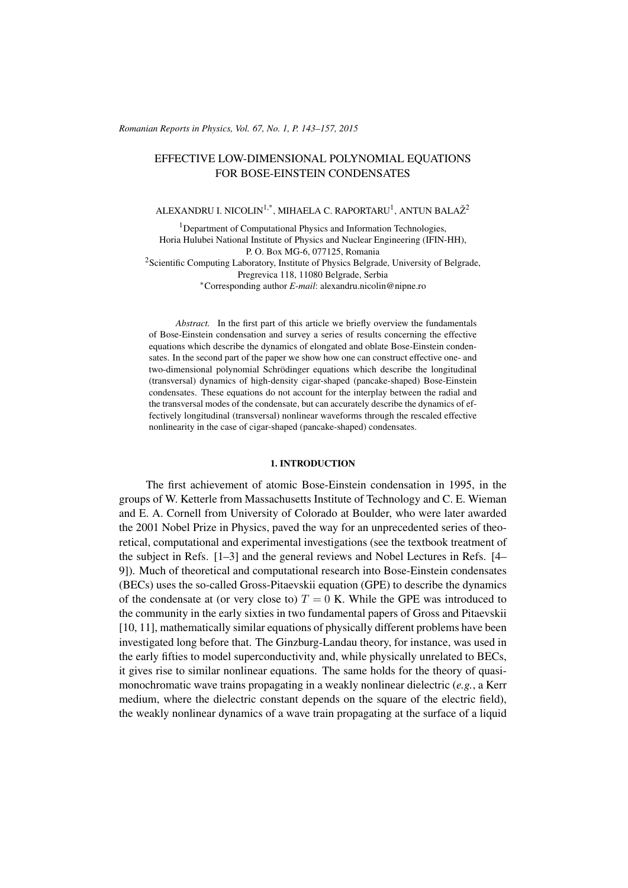# EFFECTIVE LOW-DIMENSIONAL POLYNOMIAL EQUATIONS FOR BOSE-EINSTEIN CONDENSATES

ALEXANDRU I. NICOLIN[1,*], MIHAELA C. RAPORTARU[1], ANTUN BALAŽ[2]

[1]Department of Computational Physics and Information Technologies, Horia Hulubei National Institute of Physics and Nuclear Engineering (IFIN-HH), P. O. Box MG-6, 077125, Romania

[2]Scientific Computing Laboratory, Institute of Physics Belgrade, University of Belgrade, Pregrevica 118, 11080 Belgrade, Serbia

[*]Corresponding author *E-mail*: alexandru.nicolin@nipne.ro

*Abstract.* In the first part of this article we briefly overview the fundamentals of Bose-Einstein condensation and survey a series of results concerning the effective equations which describe the dynamics of elongated and oblate Bose-Einstein condensates. In the second part of the paper we show how one can construct effective one- and two-dimensional polynomial Schrödinger equations which describe the longitudinal (transversal) dynamics of high-density cigar-shaped (pancake-shaped) Bose-Einstein condensates. These equations do not account for the interplay between the radial and the transversal modes of the condensate, but can accurately describe the dynamics of effectively longitudinal (transversal) nonlinear waveforms through the rescaled effective nonlinearity in the case of cigar-shaped (pancake-shaped) condensates.

## 1. INTRODUCTION

The first achievement of atomic Bose-Einstein condensation in 1995, in the groups of W. Ketterle from Massachusetts Institute of Technology and C. E. Wieman and E. A. Cornell from University of Colorado at Boulder, who were later awarded the 2001 Nobel Prize in Physics, paved the way for an unprecedented series of theoretical, computational and experimental investigations (see the textbook treatment of the subject in Refs. [1–3] and the general reviews and Nobel Lectures in Refs. [4–9]). Much of theoretical and computational research into Bose-Einstein condensates (BECs) uses the so-called Gross-Pitaevskii equation (GPE) to describe the dynamics of the condensate at (or very close to) $T = 0$ K. While the GPE was introduced to the community in the early sixties in two fundamental papers of Gross and Pitaevskii [10, 11], mathematically similar equations of physically different problems have been investigated long before that. The Ginzburg-Landau theory, for instance, was used in the early fifties to model superconductivity and, while physically unrelated to BECs, it gives rise to similar nonlinear equations. The same holds for the theory of quasi-monochromatic wave trains propagating in a weakly nonlinear dielectric (*e.g.*, a Kerr medium, where the dielectric constant depends on the square of the electric field), the weakly nonlinear dynamics of a wave train propagating at the surface of a liquid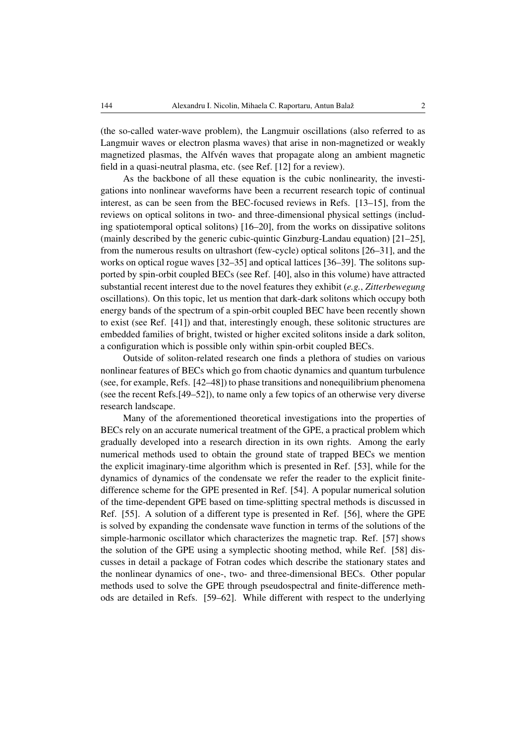(the so-called water-wave problem), the Langmuir oscillations (also referred to as Langmuir waves or electron plasma waves) that arise in non-magnetized or weakly magnetized plasmas, the Alfvén waves that propagate along an ambient magnetic field in a quasi-neutral plasma, etc. (see Ref. [12] for a review).

As the backbone of all these equation is the cubic nonlinearity, the investigations into nonlinear waveforms have been a recurrent research topic of continual interest, as can be seen from the BEC-focused reviews in Refs. [13–15], from the reviews on optical solitons in two- and three-dimensional physical settings (including spatiotemporal optical solitons) [16–20], from the works on dissipative solitons (mainly described by the generic cubic-quintic Ginzburg-Landau equation) [21–25], from the numerous results on ultrashort (few-cycle) optical solitons [26–31], and the works on optical rogue waves [32–35] and optical lattices [36–39]. The solitons supported by spin-orbit coupled BECs (see Ref. [40], also in this volume) have attracted substantial recent interest due to the novel features they exhibit (*e.g.*, *Zitterbewegung* oscillations). On this topic, let us mention that dark-dark solitons which occupy both energy bands of the spectrum of a spin-orbit coupled BEC have been recently shown to exist (see Ref. [41]) and that, interestingly enough, these solitonic structures are embedded families of bright, twisted or higher excited solitons inside a dark soliton, a configuration which is possible only within spin-orbit coupled BECs.

Outside of soliton-related research one finds a plethora of studies on various nonlinear features of BECs which go from chaotic dynamics and quantum turbulence (see, for example, Refs. [42–48]) to phase transitions and nonequilibrium phenomena (see the recent Refs.[49–52]), to name only a few topics of an otherwise very diverse research landscape.

Many of the aforementioned theoretical investigations into the properties of BECs rely on an accurate numerical treatment of the GPE, a practical problem which gradually developed into a research direction in its own rights. Among the early numerical methods used to obtain the ground state of trapped BECs we mention the explicit imaginary-time algorithm which is presented in Ref. [53], while for the dynamics of dynamics of the condensate we refer the reader to the explicit finite-difference scheme for the GPE presented in Ref. [54]. A popular numerical solution of the time-dependent GPE based on time-splitting spectral methods is discussed in Ref. [55]. A solution of a different type is presented in Ref. [56], where the GPE is solved by expanding the condensate wave function in terms of the solutions of the simple-harmonic oscillator which characterizes the magnetic trap. Ref. [57] shows the solution of the GPE using a symplectic shooting method, while Ref. [58] discusses in detail a package of Fotran codes which describe the stationary states and the nonlinear dynamics of one-, two- and three-dimensional BECs. Other popular methods used to solve the GPE through pseudospectral and finite-difference methods are detailed in Refs. [59–62]. While different with respect to the underlying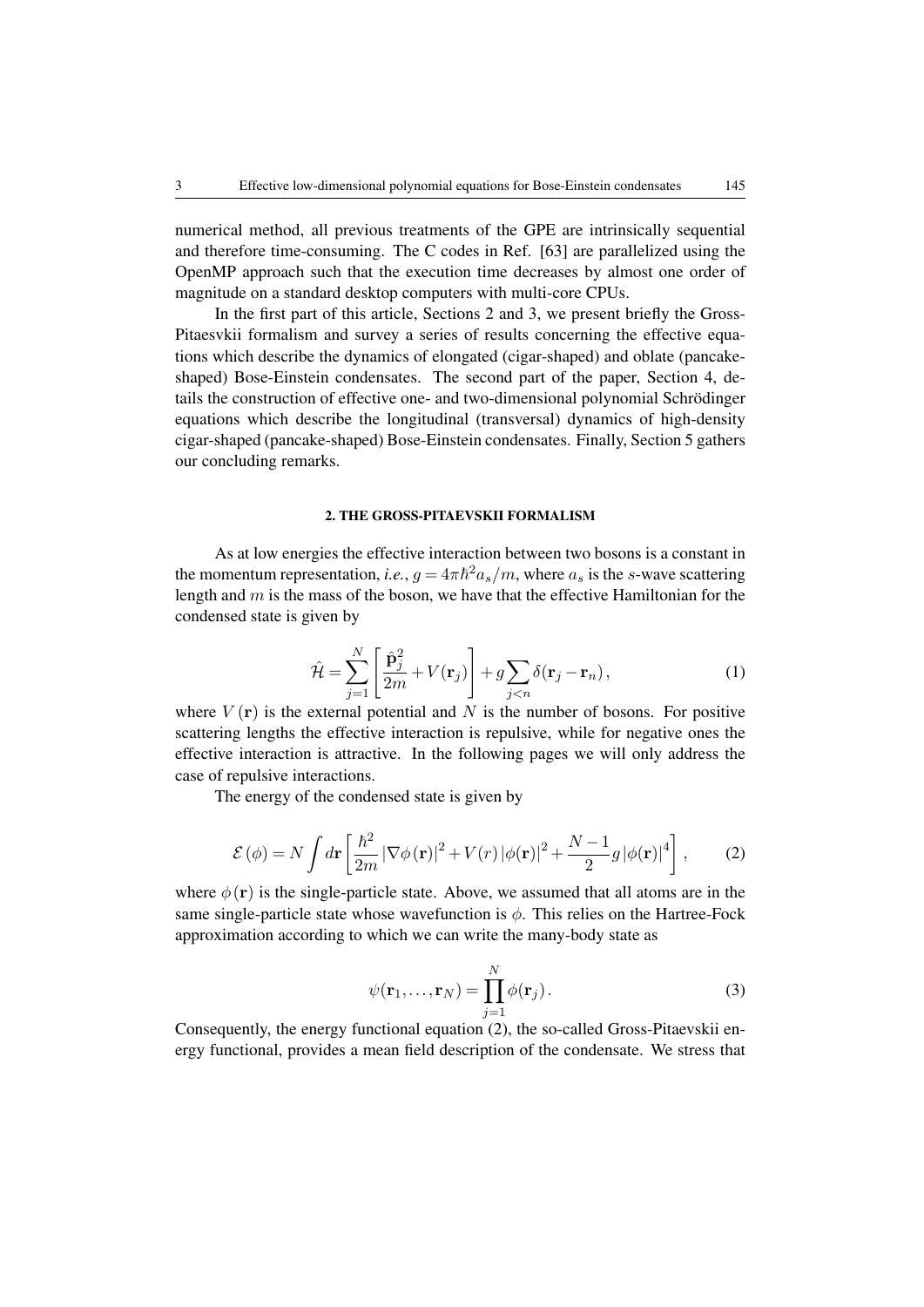numerical method, all previous treatments of the GPE are intrinsically sequential and therefore time-consuming. The C codes in Ref. [63] are parallelized using the OpenMP approach such that the execution time decreases by almost one order of magnitude on a standard desktop computers with multi-core CPUs.

In the first part of this article, Sections 2 and 3, we present briefly the Gross-Pitaesvkii formalism and survey a series of results concerning the effective equations which describe the dynamics of elongated (cigar-shaped) and oblate (pancake-shaped) Bose-Einstein condensates. The second part of the paper, Section 4, details the construction of effective one- and two-dimensional polynomial Schrödinger equations which describe the longitudinal (transversal) dynamics of high-density cigar-shaped (pancake-shaped) Bose-Einstein condensates. Finally, Section 5 gathers our concluding remarks.

## 2. THE GROSS-PITAEVSKII FORMALISM

As at low energies the effective interaction between two bosons is a constant in the momentum representation, *i.e.*, $g = 4\pi\hbar^2 a_s/m$, where $a_s$ is the $s$-wave scattering length and $m$ is the mass of the boson, we have that the effective Hamiltonian for the condensed state is given by

$$\hat{\mathcal{H}} = \sum_{j=1}^{N} \left[ \frac{\hat{\mathbf{p}}_j^2}{2m} + V(\mathbf{r}_j) \right] + g \sum_{j<n} \delta(\mathbf{r}_j - \mathbf{r}_n)\,, \tag{1}$$

where $V(\mathbf{r})$ is the external potential and $N$ is the number of bosons. For positive scattering lengths the effective interaction is repulsive, while for negative ones the effective interaction is attractive. In the following pages we will only address the case of repulsive interactions.

The energy of the condensed state is given by

$$\mathcal{E}(\phi) = N \int d\mathbf{r} \left[ \frac{\hbar^2}{2m} |\nabla \phi(\mathbf{r})|^2 + V(r)\, |\phi(\mathbf{r})|^2 + \frac{N-1}{2} g\, |\phi(\mathbf{r})|^4 \right], \tag{2}$$

where $\phi(\mathbf{r})$ is the single-particle state. Above, we assumed that all atoms are in the same single-particle state whose wavefunction is $\phi$. This relies on the Hartree-Fock approximation according to which we can write the many-body state as

$$\psi(\mathbf{r}_1, \ldots, \mathbf{r}_N) = \prod_{j=1}^{N} \phi(\mathbf{r}_j)\,. \tag{3}$$

Consequently, the energy functional equation (2), the so-called Gross-Pitaevskii energy functional, provides a mean field description of the condensate. We stress that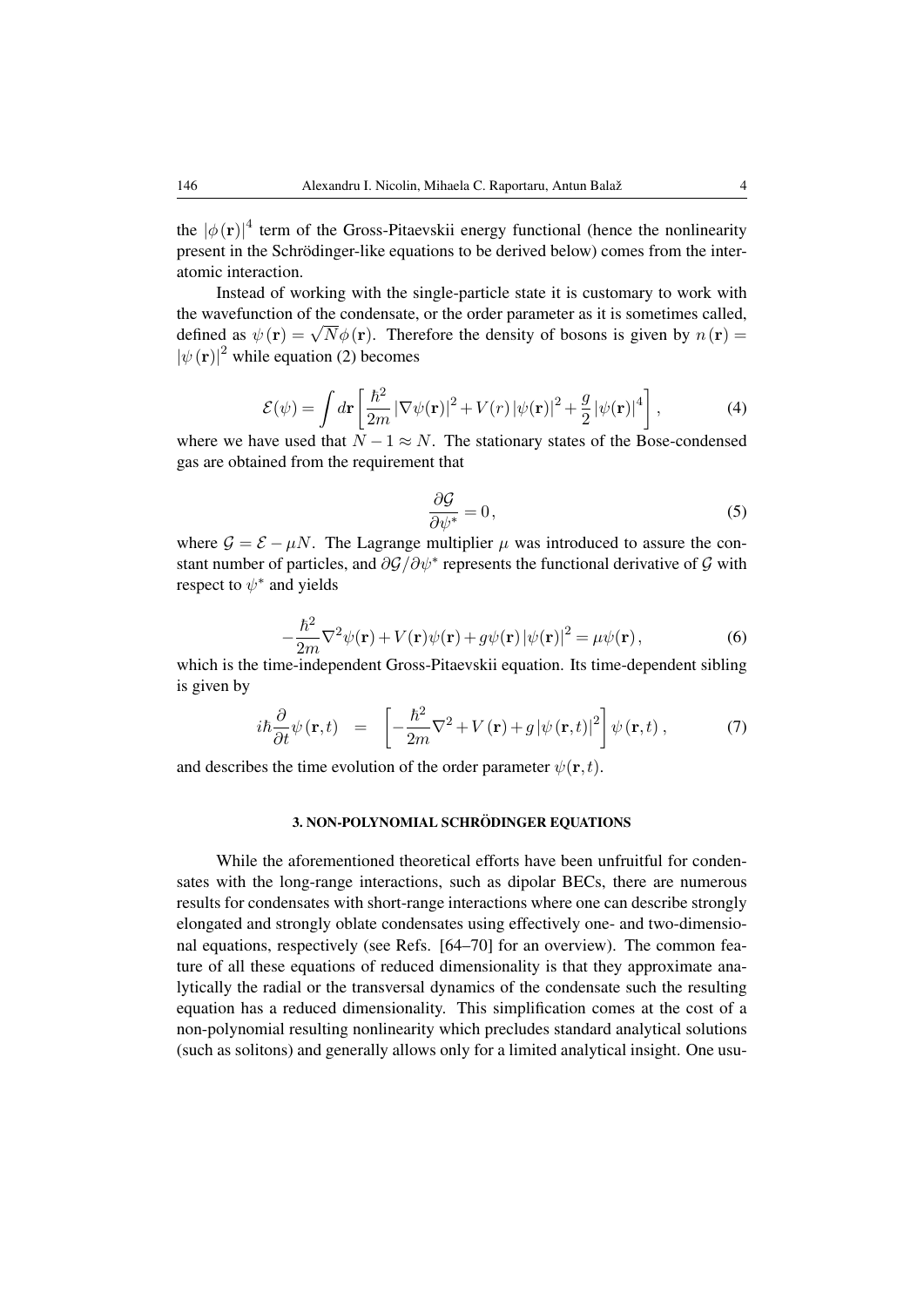the $|\phi(\mathbf{r})|^4$ term of the Gross-Pitaevskii energy functional (hence the nonlinearity present in the Schrödinger-like equations to be derived below) comes from the interatomic interaction.

Instead of working with the single-particle state it is customary to work with the wavefunction of the condensate, or the order parameter as it is sometimes called, defined as $\psi(\mathbf{r}) = \sqrt{N}\phi(\mathbf{r})$. Therefore the density of bosons is given by $n(\mathbf{r}) = |\psi(\mathbf{r})|^2$ while equation (2) becomes

$$\mathcal{E}(\psi) = \int d\mathbf{r} \left[ \frac{\hbar^2}{2m} |\nabla\psi(\mathbf{r})|^2 + V(r) |\psi(\mathbf{r})|^2 + \frac{g}{2} |\psi(\mathbf{r})|^4 \right], \tag{4}$$

where we have used that $N - 1 \approx N$. The stationary states of the Bose-condensed gas are obtained from the requirement that

$$\frac{\partial \mathcal{G}}{\partial \psi^*} = 0, \tag{5}$$

where $\mathcal{G} = \mathcal{E} - \mu N$. The Lagrange multiplier $\mu$ was introduced to assure the constant number of particles, and $\partial\mathcal{G}/\partial\psi^*$ represents the functional derivative of $\mathcal{G}$ with respect to $\psi^*$ and yields

$$-\frac{\hbar^2}{2m}\nabla^2\psi(\mathbf{r}) + V(\mathbf{r})\psi(\mathbf{r}) + g\psi(\mathbf{r})|\psi(\mathbf{r})|^2 = \mu\psi(\mathbf{r}), \tag{6}$$

which is the time-independent Gross-Pitaevskii equation. Its time-dependent sibling is given by

$$i\hbar\frac{\partial}{\partial t}\psi(\mathbf{r},t) = \left[ -\frac{\hbar^2}{2m}\nabla^2 + V(\mathbf{r}) + g|\psi(\mathbf{r},t)|^2 \right] \psi(\mathbf{r},t), \tag{7}$$

and describes the time evolution of the order parameter $\psi(\mathbf{r},t)$.

## 3. NON-POLYNOMIAL SCHRÖDINGER EQUATIONS

While the aforementioned theoretical efforts have been unfruitful for condensates with the long-range interactions, such as dipolar BECs, there are numerous results for condensates with short-range interactions where one can describe strongly elongated and strongly oblate condensates using effectively one- and two-dimensional equations, respectively (see Refs. [64–70] for an overview). The common feature of all these equations of reduced dimensionality is that they approximate analytically the radial or the transversal dynamics of the condensate such the resulting equation has a reduced dimensionality. This simplification comes at the cost of a non-polynomial resulting nonlinearity which precludes standard analytical solutions (such as solitons) and generally allows only for a limited analytical insight. One usu-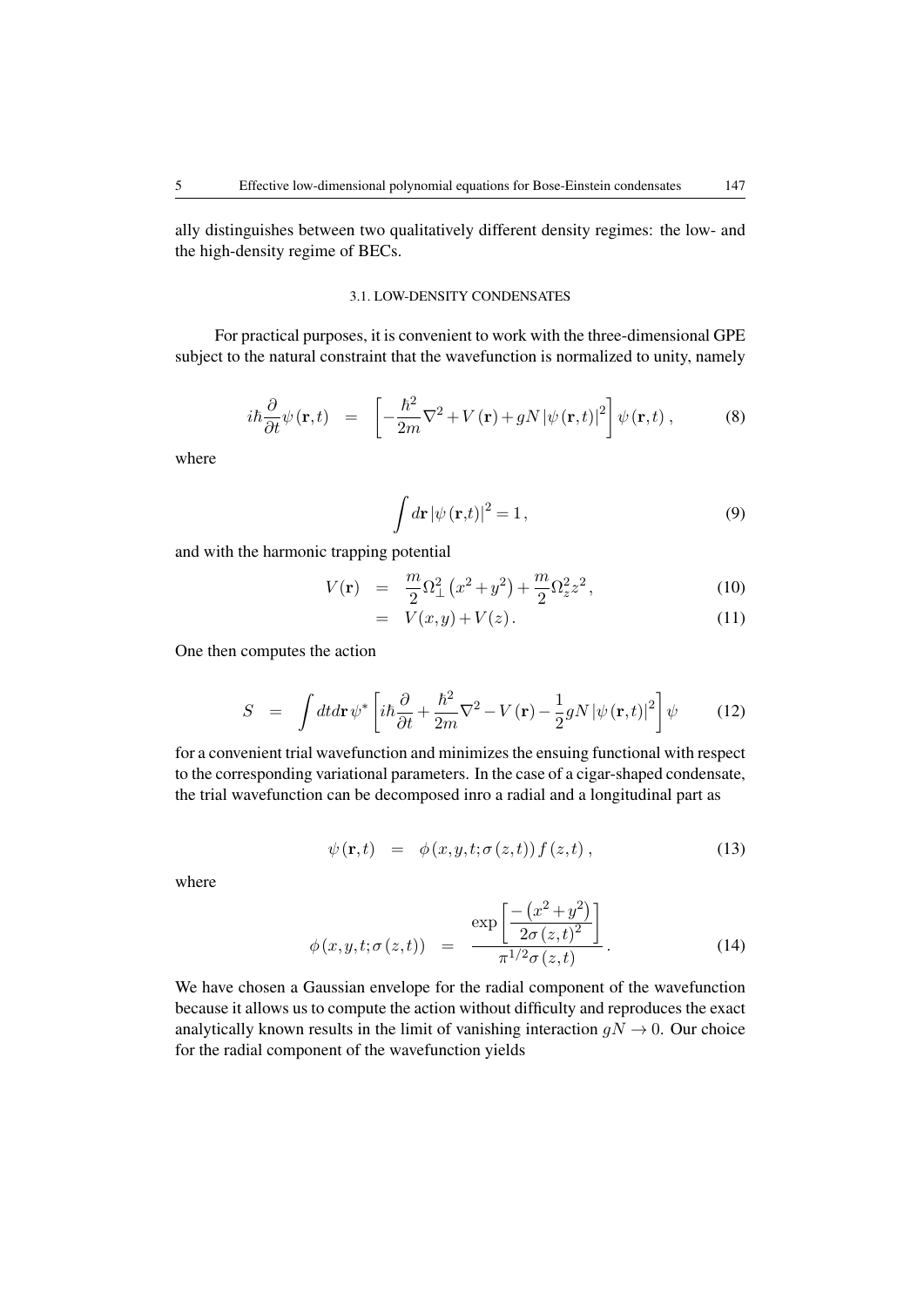ally distinguishes between two qualitatively different density regimes: the low- and the high-density regime of BECs.

### 3.1. LOW-DENSITY CONDENSATES

For practical purposes, it is convenient to work with the three-dimensional GPE subject to the natural constraint that the wavefunction is normalized to unity, namely

$$
i\hbar\frac{\partial}{\partial t}\psi(\mathbf{r},t) \;=\; \left[-\frac{\hbar^2}{2m}\nabla^2 + V(\mathbf{r}) + gN\left|\psi(\mathbf{r},t)\right|^2\right]\psi(\mathbf{r},t)\,, \tag{8}
$$

where

$$
\int d\mathbf{r}\left|\psi(\mathbf{r},t)\right|^2 = 1\,, \tag{9}
$$

and with the harmonic trapping potential

$$
V(\mathbf{r}) \;=\; \frac{m}{2}\Omega_\perp^2\left(x^2+y^2\right) + \frac{m}{2}\Omega_z^2 z^2\,, \tag{10}
$$

$$
\;=\; V(x,y) + V(z)\,. \tag{11}
$$

One then computes the action

$$
S \;=\; \int dt d\mathbf{r}\,\psi^*\left[i\hbar\frac{\partial}{\partial t} + \frac{\hbar^2}{2m}\nabla^2 - V(\mathbf{r}) - \frac{1}{2}gN\left|\psi(\mathbf{r},t)\right|^2\right]\psi \tag{12}
$$

for a convenient trial wavefunction and minimizes the ensuing functional with respect to the corresponding variational parameters. In the case of a cigar-shaped condensate, the trial wavefunction can be decomposed inro a radial and a longitudinal part as

$$
\psi(\mathbf{r},t) \;=\; \phi(x,y,t;\sigma(z,t))\,f(z,t)\,, \tag{13}
$$

where

$$
\phi(x,y,t;\sigma(z,t)) \;=\; \frac{\exp\left[\dfrac{-\left(x^2+y^2\right)}{2\sigma(z,t)^2}\right]}{\pi^{1/2}\sigma(z,t)}\,. \tag{14}
$$

We have chosen a Gaussian envelope for the radial component of the wavefunction because it allows us to compute the action without difficulty and reproduces the exact analytically known results in the limit of vanishing interaction $gN \to 0$. Our choice for the radial component of the wavefunction yields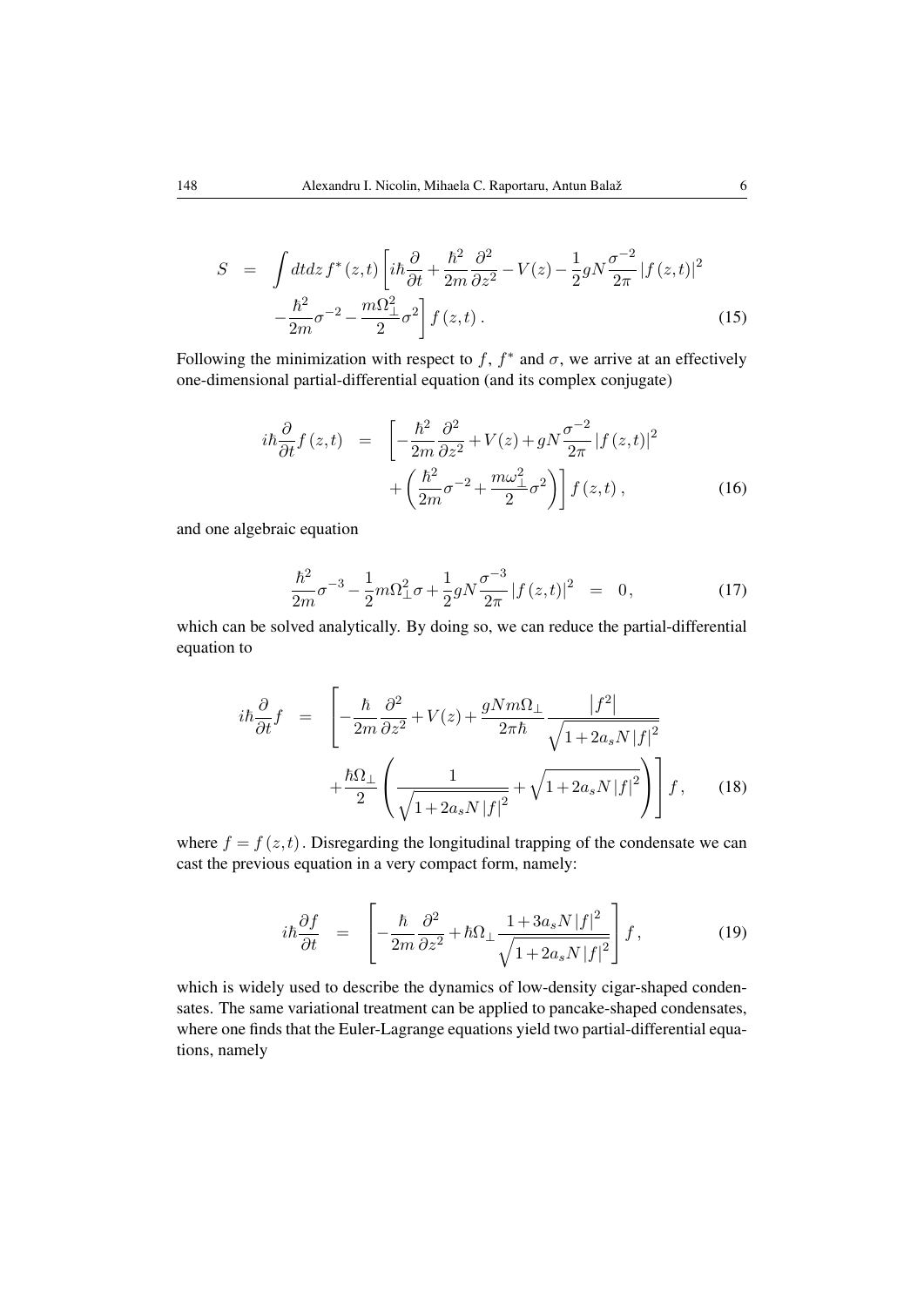$$
\begin{aligned}
S &= \int dtdz\, f^*(z,t)\left[i\hbar\frac{\partial}{\partial t}+\frac{\hbar^2}{2m}\frac{\partial^2}{\partial z^2}-V(z)-\frac{1}{2}gN\frac{\sigma^{-2}}{2\pi}\left|f(z,t)\right|^2\right. \\
&\left. -\frac{\hbar^2}{2m}\sigma^{-2}-\frac{m\Omega_\perp^2}{2}\sigma^2\right]f(z,t)\,. 
\end{aligned}
\tag{15}
$$

Following the minimization with respect to $f$, $f^*$ and $\sigma$, we arrive at an effectively one-dimensional partial-differential equation (and its complex conjugate)

$$
\begin{aligned}
i\hbar\frac{\partial}{\partial t}f(z,t) &= \left[-\frac{\hbar^2}{2m}\frac{\partial^2}{\partial z^2}+V(z)+gN\frac{\sigma^{-2}}{2\pi}\left|f(z,t)\right|^2\right. \\
&\left. +\left(\frac{\hbar^2}{2m}\sigma^{-2}+\frac{m\omega_\perp^2}{2}\sigma^2\right)\right]f(z,t)\,,
\end{aligned}
\tag{16}
$$

and one algebraic equation

$$
\frac{\hbar^2}{2m}\sigma^{-3}-\frac{1}{2}m\Omega_\perp^2\sigma+\frac{1}{2}gN\frac{\sigma^{-3}}{2\pi}\left|f(z,t)\right|^2 = 0\,, \tag{17}
$$

which can be solved analytically. By doing so, we can reduce the partial-differential equation to

$$
\begin{aligned}
i\hbar\frac{\partial}{\partial t}f &= \left[-\frac{\hbar}{2m}\frac{\partial^2}{\partial z^2}+V(z)+\frac{gNm\Omega_\perp}{2\pi\hbar}\frac{\left|f^2\right|}{\sqrt{1+2a_sN\left|f\right|^2}}\right. \\
&\left. +\frac{\hbar\Omega_\perp}{2}\left(\frac{1}{\sqrt{1+2a_sN\left|f\right|^2}}+\sqrt{1+2a_sN\left|f\right|^2}\right)\right]f\,,
\end{aligned}
\tag{18}
$$

where $f=f(z,t)$. Disregarding the longitudinal trapping of the condensate we can cast the previous equation in a very compact form, namely:

$$
i\hbar\frac{\partial f}{\partial t} = \left[-\frac{\hbar}{2m}\frac{\partial^2}{\partial z^2}+\hbar\Omega_\perp\frac{1+3a_sN\left|f\right|^2}{\sqrt{1+2a_sN\left|f\right|^2}}\right]f\,, \tag{19}
$$

which is widely used to describe the dynamics of low-density cigar-shaped condensates. The same variational treatment can be applied to pancake-shaped condensates, where one finds that the Euler-Lagrange equations yield two partial-differential equations, namely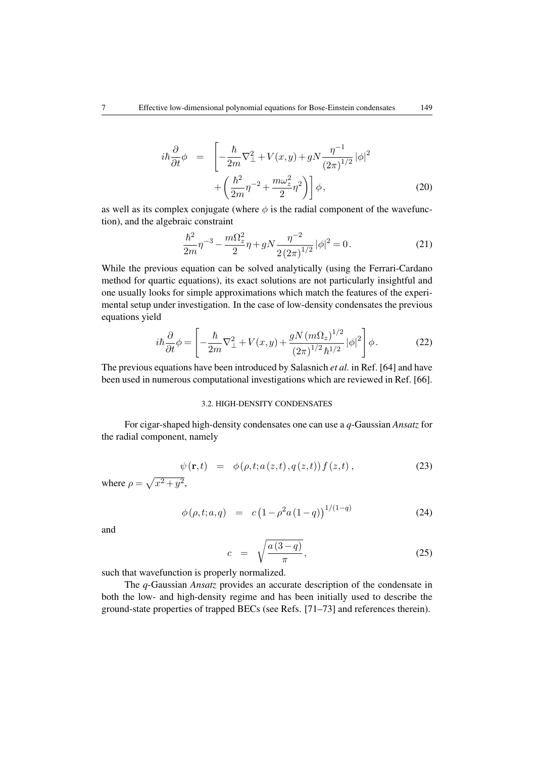$$
\begin{aligned}
i\hbar\frac{\partial}{\partial t}\phi &= \left[-\frac{\hbar}{2m}\nabla_{\perp}^{2}+V(x,y)+gN\frac{\eta^{-1}}{(2\pi)^{1/2}}|\phi|^{2}\right. \\
&\quad \left.+\left(\frac{\hbar^{2}}{2m}\eta^{-2}+\frac{m\omega_{z}^{2}}{2}\eta^{2}\right)\right]\phi,
\end{aligned}
\tag{20}
$$

as well as its complex conjugate (where $\phi$ is the radial component of the wavefunction), and the algebraic constraint

$$
\frac{\hbar^{2}}{2m}\eta^{-3}-\frac{m\Omega_{z}^{2}}{2}\eta+gN\frac{\eta^{-2}}{2(2\pi)^{1/2}}|\phi|^{2}=0\,. \tag{21}
$$

While the previous equation can be solved analytically (using the Ferrari-Cardano method for quartic equations), its exact solutions are not particularly insightful and one usually looks for simple approximations which match the features of the experimental setup under investigation. In the case of low-density condensates the previous equations yield

$$
i\hbar\frac{\partial}{\partial t}\phi=\left[-\frac{\hbar}{2m}\nabla_{\perp}^{2}+V(x,y)+\frac{gN\,(m\Omega_{z})^{1/2}}{(2\pi)^{1/2}\,\hbar^{1/2}}|\phi|^{2}\right]\phi\,. \tag{22}
$$

The previous equations have been introduced by Salasnich *et al.* in Ref. [64] and have been used in numerous computational investigations which are reviewed in Ref. [66].

### 3.2. HIGH-DENSITY CONDENSATES

For cigar-shaped high-density condensates one can use a *q*-Gaussian *Ansatz* for the radial component, namely

$$
\psi(\mathbf{r},t) = \phi(\rho,t;a(z,t),q(z,t))\,f(z,t)\,, \tag{23}
$$

where $\rho=\sqrt{x^{2}+y^{2}}$,

$$
\phi(\rho,t;a,q) = c\left(1-\rho^{2}a(1-q)\right)^{1/(1-q)} \tag{24}
$$

and

$$
c = \sqrt{\frac{a(3-q)}{\pi}}\,, \tag{25}
$$

such that wavefunction is properly normalized.

The *q*-Gaussian *Ansatz* provides an accurate description of the condensate in both the low- and high-density regime and has been initially used to describe the ground-state properties of trapped BECs (see Refs. [71–73] and references therein).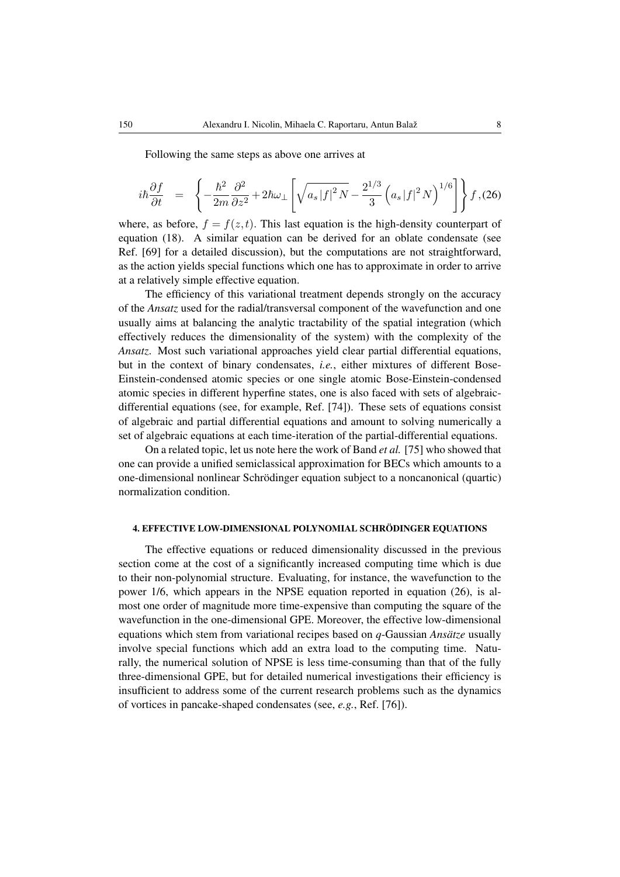Following the same steps as above one arrives at

$$i\hbar\frac{\partial f}{\partial t} = \left\{-\frac{\hbar^2}{2m}\frac{\partial^2}{\partial z^2}+2\hbar\omega_\perp\left[\sqrt{a_s|f|^2N}-\frac{2^{1/3}}{3}\left(a_s|f|^2N\right)^{1/6}\right]\right\}f, \tag{26}$$

where, as before, $f = f(z,t)$. This last equation is the high-density counterpart of equation (18). A similar equation can be derived for an oblate condensate (see Ref. [69] for a detailed discussion), but the computations are not straightforward, as the action yields special functions which one has to approximate in order to arrive at a relatively simple effective equation.

The efficiency of this variational treatment depends strongly on the accuracy of the *Ansatz* used for the radial/transversal component of the wavefunction and one usually aims at balancing the analytic tractability of the spatial integration (which effectively reduces the dimensionality of the system) with the complexity of the *Ansatz*. Most such variational approaches yield clear partial differential equations, but in the context of binary condensates, *i.e.*, either mixtures of different Bose-Einstein-condensed atomic species or one single atomic Bose-Einstein-condensed atomic species in different hyperfine states, one is also faced with sets of algebraic-differential equations (see, for example, Ref. [74]). These sets of equations consist of algebraic and partial differential equations and amount to solving numerically a set of algebraic equations at each time-iteration of the partial-differential equations.

On a related topic, let us note here the work of Band *et al.* [75] who showed that one can provide a unified semiclassical approximation for BECs which amounts to a one-dimensional nonlinear Schrödinger equation subject to a noncanonical (quartic) normalization condition.

## 4. EFFECTIVE LOW-DIMENSIONAL POLYNOMIAL SCHRÖDINGER EQUATIONS

The effective equations or reduced dimensionality discussed in the previous section come at the cost of a significantly increased computing time which is due to their non-polynomial structure. Evaluating, for instance, the wavefunction to the power 1/6, which appears in the NPSE equation reported in equation (26), is almost one order of magnitude more time-expensive than computing the square of the wavefunction in the one-dimensional GPE. Moreover, the effective low-dimensional equations which stem from variational recipes based on $q$-Gaussian *Ansätze* usually involve special functions which add an extra load to the computing time. Naturally, the numerical solution of NPSE is less time-consuming than that of the fully three-dimensional GPE, but for detailed numerical investigations their efficiency is insufficient to address some of the current research problems such as the dynamics of vortices in pancake-shaped condensates (see, *e.g.*, Ref. [76]).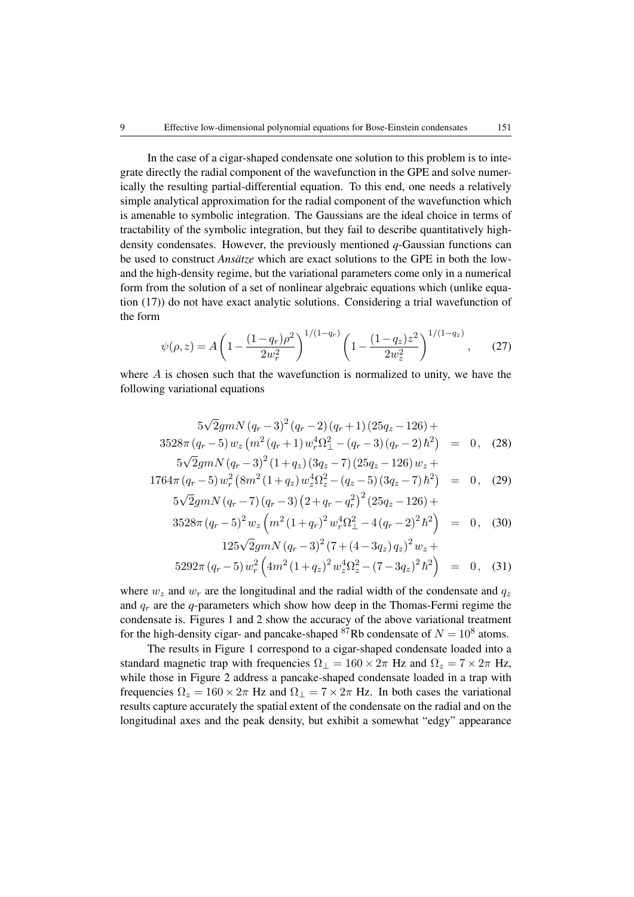In the case of a cigar-shaped condensate one solution to this problem is to integrate directly the radial component of the wavefunction in the GPE and solve numerically the resulting partial-differential equation. To this end, one needs a relatively simple analytical approximation for the radial component of the wavefunction which is amenable to symbolic integration. The Gaussians are the ideal choice in terms of tractability of the symbolic integration, but they fail to describe quantitatively high-density condensates. However, the previously mentioned $q$-Gaussian functions can be used to construct *Ansätze* which are exact solutions to the GPE in both the low- and the high-density regime, but the variational parameters come only in a numerical form from the solution of a set of nonlinear algebraic equations which (unlike equation (17)) do not have exact analytic solutions. Considering a trial wavefunction of the form

$$\psi(\rho,z) = A\left(1-\frac{(1-q_r)\rho^2}{2w_r^2}\right)^{1/(1-q_r)}\left(1-\frac{(1-q_z)z^2}{2w_z^2}\right)^{1/(1-q_z)}, \quad (27)$$

where $A$ is chosen such that the wavefunction is normalized to unity, we have the following variational equations

$$5\sqrt{2}gmN\,(q_r-3)^2\,(q_r-2)\,(q_r+1)\,(25q_z-126)+$$
$$3528\pi\,(q_r-5)\,w_z\left(m^2\,(q_r+1)\,w_r^4\Omega_\perp^2-(q_r-3)\,(q_r-2)\,\hbar^2\right) = 0, \quad (28)$$

$$5\sqrt{2}gmN\,(q_r-3)^2\,(1+q_z)\,(3q_z-7)\,(25q_z-126)\,w_z+$$
$$1764\pi\,(q_r-5)\,w_r^2\left(8m^2\,(1+q_z)\,w_z^4\Omega_z^2-(q_z-5)\,(3q_z-7)\,\hbar^2\right) = 0, \quad (29)$$

$$5\sqrt{2}gmN\,(q_r-7)\,(q_r-3)\left(2+q_r-q_r^2\right)^2(25q_z-126)+$$
$$3528\pi\,(q_r-5)^2\,w_z\left(m^2\,(1+q_r)^2\,w_r^4\Omega_\perp^2-4\,(q_r-2)^2\,\hbar^2\right) = 0, \quad (30)$$

$$125\sqrt{2}gmN\,(q_r-3)^2\,(7+(4-3q_z)\,q_z)^2\,w_z+$$
$$5292\pi\,(q_r-5)\,w_r^2\left(4m^2\,(1+q_z)^2\,w_z^4\Omega_z^2-(7-3q_z)^2\,\hbar^2\right) = 0, \quad (31)$$

where $w_z$ and $w_r$ are the longitudinal and the radial width of the condensate and $q_z$ and $q_r$ are the $q$-parameters which show how deep in the Thomas-Fermi regime the condensate is. Figures 1 and 2 show the accuracy of the above variational treatment for the high-density cigar- and pancake-shaped $^{87}$Rb condensate of $N = 10^8$ atoms.

The results in Figure 1 correspond to a cigar-shaped condensate loaded into a standard magnetic trap with frequencies $\Omega_\perp = 160\times 2\pi$ Hz and $\Omega_z = 7\times 2\pi$ Hz, while those in Figure 2 address a pancake-shaped condensate loaded in a trap with frequencies $\Omega_z = 160\times 2\pi$ Hz and $\Omega_\perp = 7\times 2\pi$ Hz. In both cases the variational results capture accurately the spatial extent of the condensate on the radial and on the longitudinal axes and the peak density, but exhibit a somewhat "edgy" appearance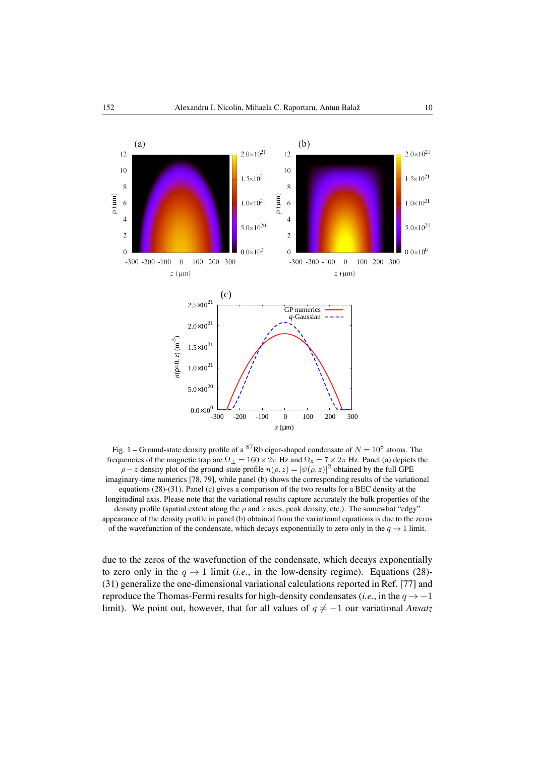Fig. 1 – Ground-state density profile of a $^{87}$Rb cigar-shaped condensate of $N = 10^8$ atoms. The frequencies of the magnetic trap are $\Omega_\perp = 160 \times 2\pi$ Hz and $\Omega_z = 7 \times 2\pi$ Hz. Panel (a) depicts the $\rho - z$ density plot of the ground-state profile $n(\rho, z) = |\psi(\rho, z)|^2$ obtained by the full GPE imaginary-time numerics [78, 79], while panel (b) shows the corresponding results of the variational equations (28)-(31). Panel (c) gives a comparison of the two results for a BEC density at the longitudinal axis. Please note that the variational results capture accurately the bulk properties of the density profile (spatial extent along the $\rho$ and $z$ axes, peak density, etc.). The somewhat "edgy" appearance of the density profile in panel (b) obtained from the variational equations is due to the zeros of the wavefunction of the condensate, which decays exponentially to zero only in the $q \to 1$ limit.

due to the zeros of the wavefunction of the condensate, which decays exponentially to zero only in the $q \to 1$ limit (*i.e.*, in the low-density regime). Equations (28)-(31) generalize the one-dimensional variational calculations reported in Ref. [77] and reproduce the Thomas-Fermi results for high-density condensates (*i.e.*, in the $q \to -1$ limit). We point out, however, that for all values of $q \neq -1$ our variational *Ansatz*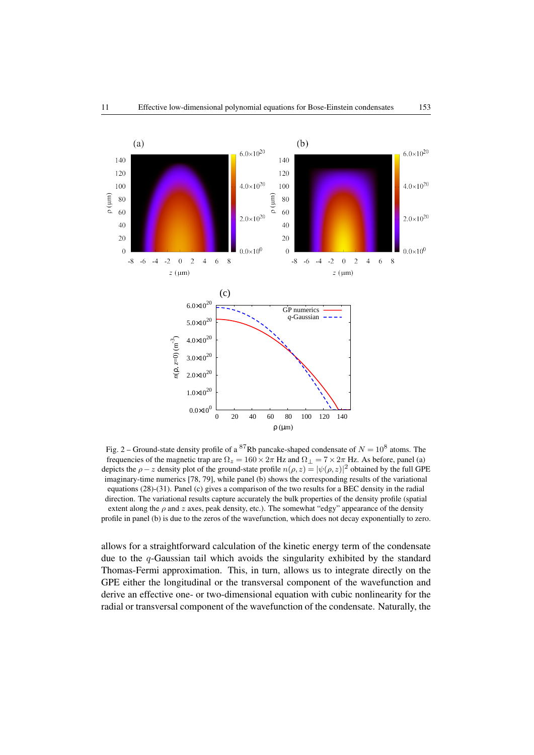Fig. 2 – Ground-state density profile of a $^{87}$Rb pancake-shaped condensate of $N = 10^8$ atoms. The frequencies of the magnetic trap are $\Omega_z = 160 \times 2\pi$ Hz and $\Omega_\perp = 7 \times 2\pi$ Hz. As before, panel (a) depicts the $\rho - z$ density plot of the ground-state profile $n(\rho, z) = |\psi(\rho, z)|^2$ obtained by the full GPE imaginary-time numerics [78, 79], while panel (b) shows the corresponding results of the variational equations (28)-(31). Panel (c) gives a comparison of the two results for a BEC density in the radial direction. The variational results capture accurately the bulk properties of the density profile (spatial extent along the $\rho$ and $z$ axes, peak density, etc.). The somewhat "edgy" appearance of the density profile in panel (b) is due to the zeros of the wavefunction, which does not decay exponentially to zero.

allows for a straightforward calculation of the kinetic energy term of the condensate due to the $q$-Gaussian tail which avoids the singularity exhibited by the standard Thomas-Fermi approximation. This, in turn, allows us to integrate directly on the GPE either the longitudinal or the transversal component of the wavefunction and derive an effective one- or two-dimensional equation with cubic nonlinearity for the radial or transversal component of the wavefunction of the condensate. Naturally, the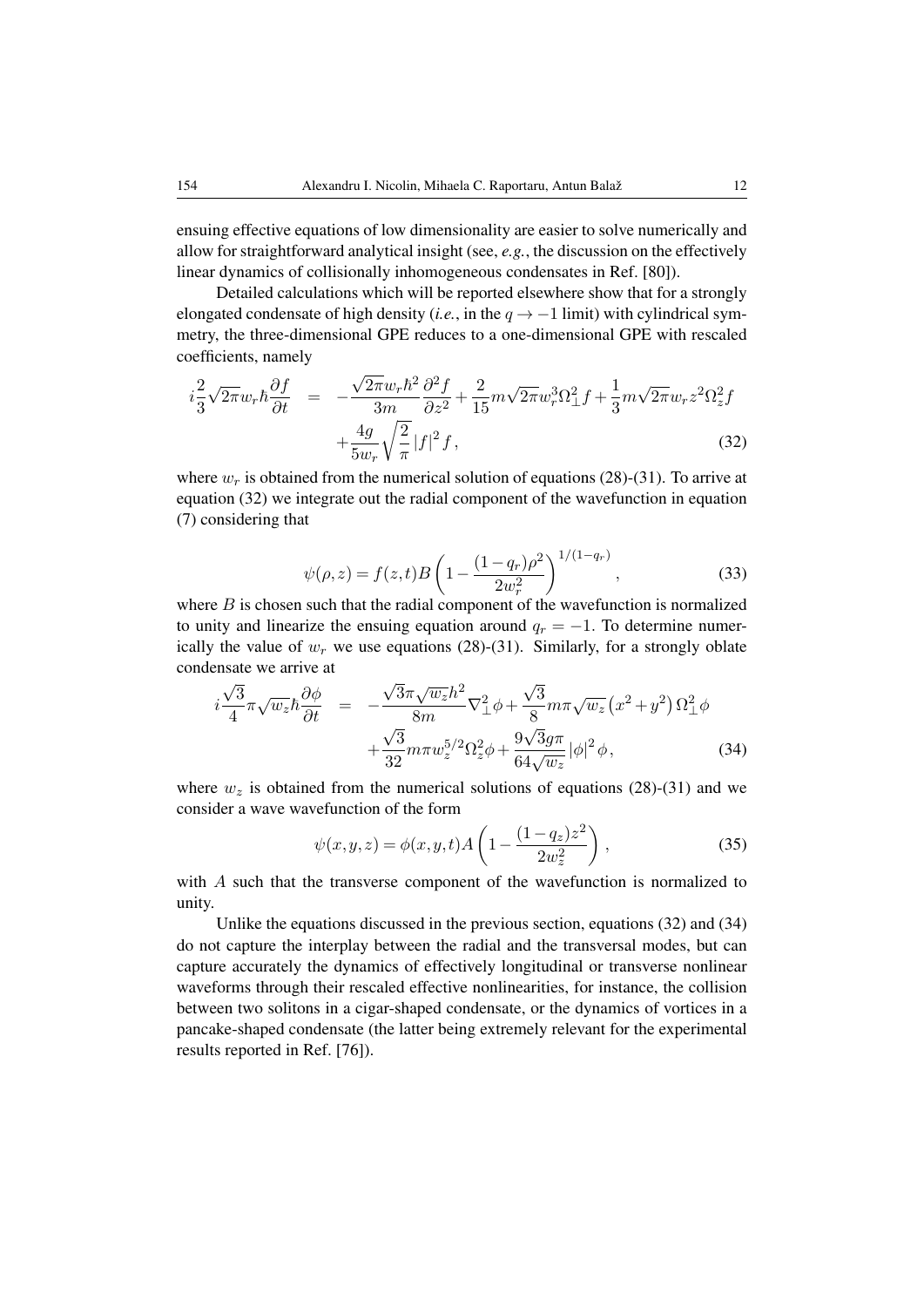ensuing effective equations of low dimensionality are easier to solve numerically and allow for straightforward analytical insight (see, *e.g.*, the discussion on the effectively linear dynamics of collisionally inhomogeneous condensates in Ref. [80]).

Detailed calculations which will be reported elsewhere show that for a strongly elongated condensate of high density (*i.e.*, in the $q \to -1$ limit) with cylindrical symmetry, the three-dimensional GPE reduces to a one-dimensional GPE with rescaled coefficients, namely

$$
\begin{aligned}
i\frac{2}{3}\sqrt{2\pi}w_r\hbar\frac{\partial f}{\partial t} &= -\frac{\sqrt{2\pi}w_r\hbar^2}{3m}\frac{\partial^2 f}{\partial z^2}+\frac{2}{15}m\sqrt{2\pi}w_r^3\Omega_\perp^2 f+\frac{1}{3}m\sqrt{2\pi}w_r z^2\Omega_z^2 f \\
&\quad +\frac{4g}{5w_r}\sqrt{\frac{2}{\pi}}\left|f\right|^2 f,
\end{aligned}
\tag{32}
$$

where $w_r$ is obtained from the numerical solution of equations (28)-(31). To arrive at equation (32) we integrate out the radial component of the wavefunction in equation (7) considering that

$$
\psi(\rho,z)=f(z,t)B\left(1-\frac{(1-q_r)\rho^2}{2w_r^2}\right)^{1/(1-q_r)}, \tag{33}
$$

where $B$ is chosen such that the radial component of the wavefunction is normalized to unity and linearize the ensuing equation around $q_r = -1$. To determine numerically the value of $w_r$ we use equations (28)-(31). Similarly, for a strongly oblate condensate we arrive at

$$
\begin{aligned}
i\frac{\sqrt{3}}{4}\pi\sqrt{w_z}\hbar\frac{\partial \phi}{\partial t} &= -\frac{\sqrt{3}\pi\sqrt{w_z}h^2}{8m}\nabla_\perp^2\phi+\frac{\sqrt{3}}{8}m\pi\sqrt{w_z}\left(x^2+y^2\right)\Omega_\perp^2\phi \\
&\quad +\frac{\sqrt{3}}{32}m\pi w_z^{5/2}\Omega_z^2\phi+\frac{9\sqrt{3}g\pi}{64\sqrt{w_z}}\left|\phi\right|^2\phi,
\end{aligned}
\tag{34}
$$

where $w_z$ is obtained from the numerical solutions of equations (28)-(31) and we consider a wave wavefunction of the form

$$
\psi(x,y,z)=\phi(x,y,t)A\left(1-\frac{(1-q_z)z^2}{2w_z^2}\right), \tag{35}
$$

with $A$ such that the transverse component of the wavefunction is normalized to unity.

Unlike the equations discussed in the previous section, equations (32) and (34) do not capture the interplay between the radial and the transversal modes, but can capture accurately the dynamics of effectively longitudinal or transverse nonlinear waveforms through their rescaled effective nonlinearities, for instance, the collision between two solitons in a cigar-shaped condensate, or the dynamics of vortices in a pancake-shaped condensate (the latter being extremely relevant for the experimental results reported in Ref. [76]).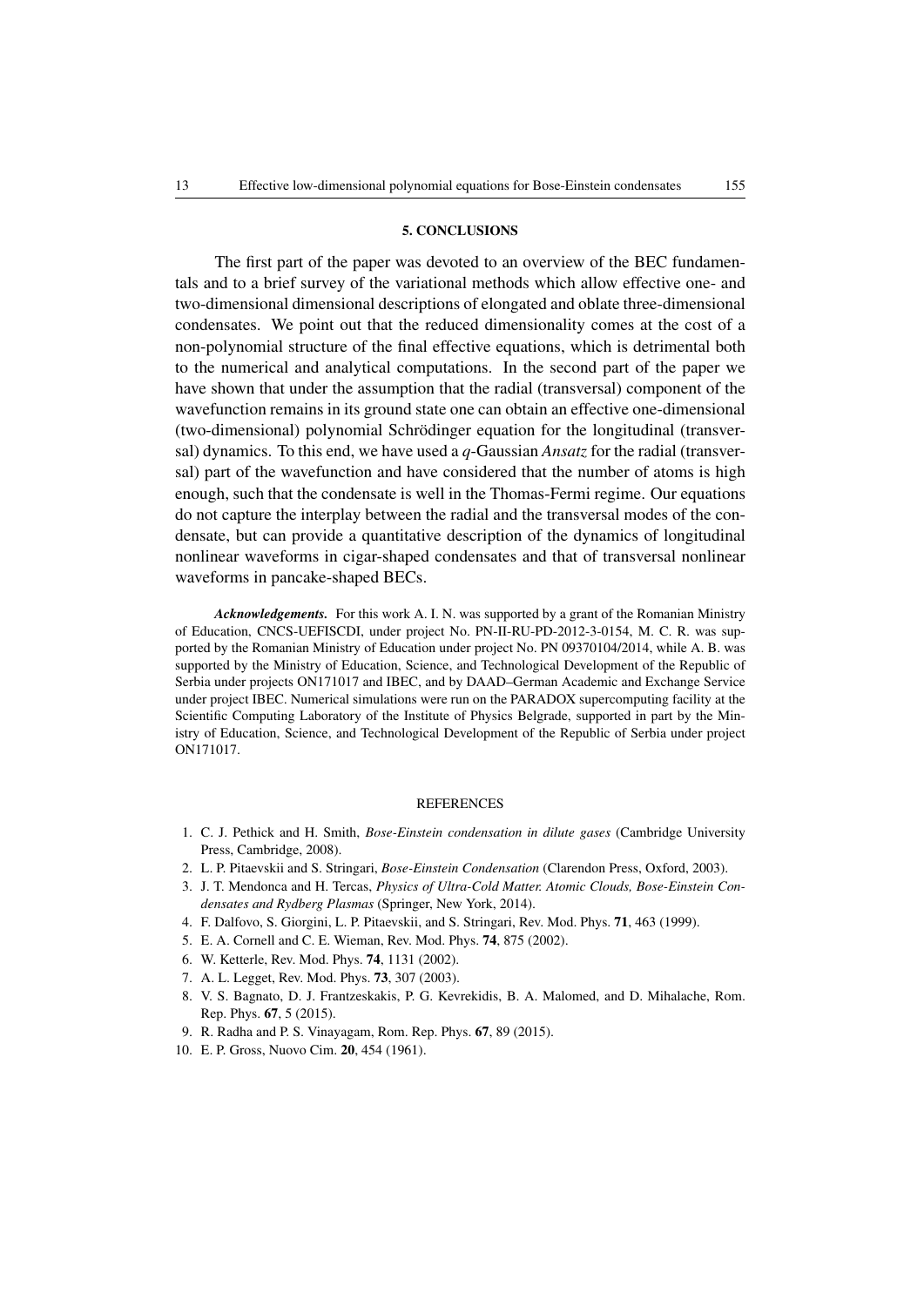## 5. CONCLUSIONS

The first part of the paper was devoted to an overview of the BEC fundamentals and to a brief survey of the variational methods which allow effective one- and two-dimensional dimensional descriptions of elongated and oblate three-dimensional condensates. We point out that the reduced dimensionality comes at the cost of a non-polynomial structure of the final effective equations, which is detrimental both to the numerical and analytical computations. In the second part of the paper we have shown that under the assumption that the radial (transversal) component of the wavefunction remains in its ground state one can obtain an effective one-dimensional (two-dimensional) polynomial Schrödinger equation for the longitudinal (transversal) dynamics. To this end, we have used a $q$-Gaussian *Ansatz* for the radial (transversal) part of the wavefunction and have considered that the number of atoms is high enough, such that the condensate is well in the Thomas-Fermi regime. Our equations do not capture the interplay between the radial and the transversal modes of the condensate, but can provide a quantitative description of the dynamics of longitudinal nonlinear waveforms in cigar-shaped condensates and that of transversal nonlinear waveforms in pancake-shaped BECs.

***Acknowledgements.*** For this work A. I. N. was supported by a grant of the Romanian Ministry of Education, CNCS-UEFISCDI, under project No. PN-II-RU-PD-2012-3-0154, M. C. R. was supported by the Romanian Ministry of Education under project No. PN 09370104/2014, while A. B. was supported by the Ministry of Education, Science, and Technological Development of the Republic of Serbia under projects ON171017 and IBEC, and by DAAD–German Academic and Exchange Service under project IBEC. Numerical simulations were run on the PARADOX supercomputing facility at the Scientific Computing Laboratory of the Institute of Physics Belgrade, supported in part by the Ministry of Education, Science, and Technological Development of the Republic of Serbia under project ON171017.

## REFERENCES

1. C. J. Pethick and H. Smith, *Bose-Einstein condensation in dilute gases* (Cambridge University Press, Cambridge, 2008).
2. L. P. Pitaevskii and S. Stringari, *Bose-Einstein Condensation* (Clarendon Press, Oxford, 2003).
3. J. T. Mendonca and H. Tercas, *Physics of Ultra-Cold Matter. Atomic Clouds, Bose-Einstein Condensates and Rydberg Plasmas* (Springer, New York, 2014).
4. F. Dalfovo, S. Giorgini, L. P. Pitaevskii, and S. Stringari, Rev. Mod. Phys. **71**, 463 (1999).
5. E. A. Cornell and C. E. Wieman, Rev. Mod. Phys. **74**, 875 (2002).
6. W. Ketterle, Rev. Mod. Phys. **74**, 1131 (2002).
7. A. L. Legget, Rev. Mod. Phys. **73**, 307 (2003).
8. V. S. Bagnato, D. J. Frantzeskakis, P. G. Kevrekidis, B. A. Malomed, and D. Mihalache, Rom. Rep. Phys. **67**, 5 (2015).
9. R. Radha and P. S. Vinayagam, Rom. Rep. Phys. **67**, 89 (2015).
10. E. P. Gross, Nuovo Cim. **20**, 454 (1961).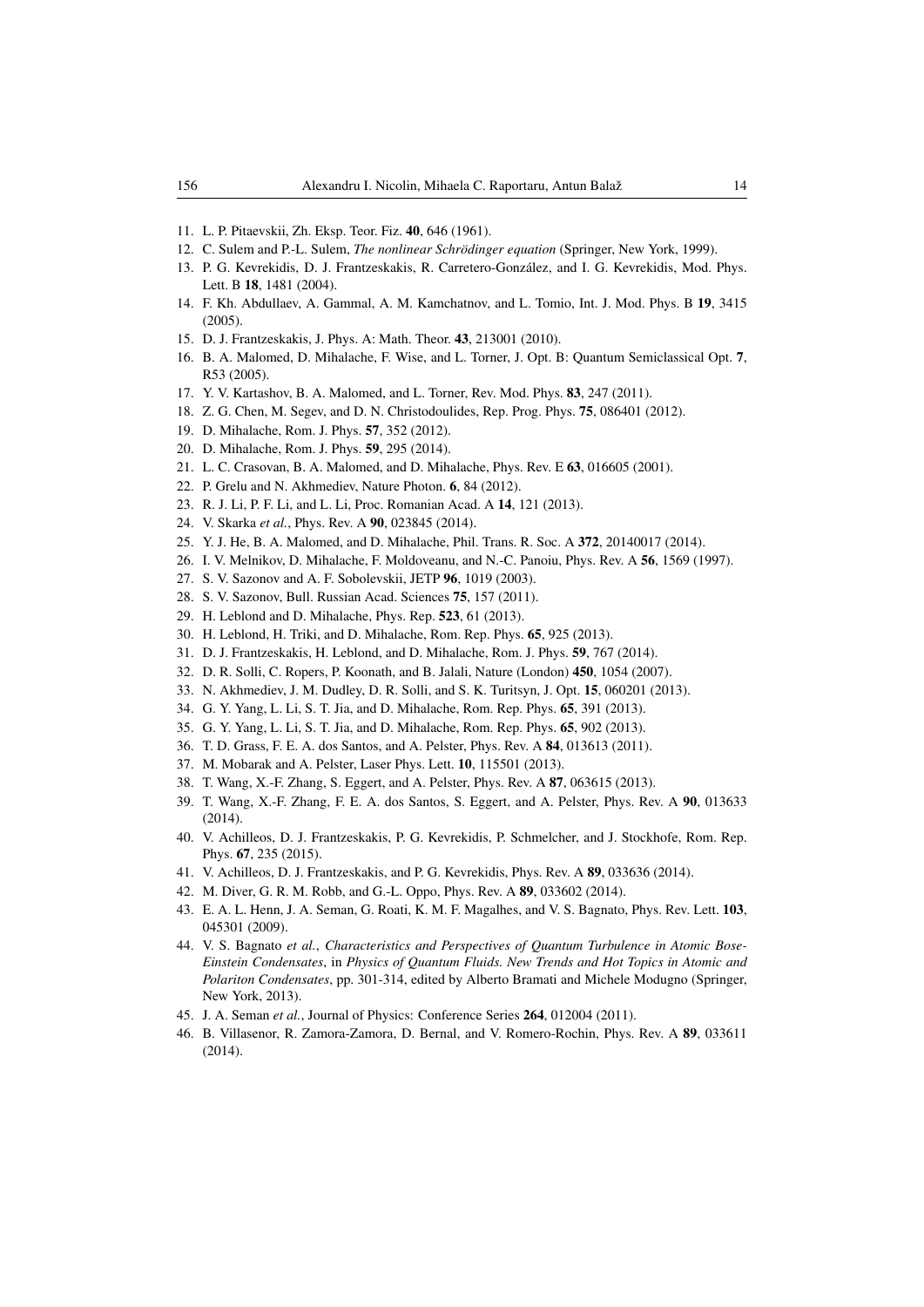11. L. P. Pitaevskii, Zh. Eksp. Teor. Fiz. **40**, 646 (1961).
12. C. Sulem and P.-L. Sulem, *The nonlinear Schrödinger equation* (Springer, New York, 1999).
13. P. G. Kevrekidis, D. J. Frantzeskakis, R. Carretero-González, and I. G. Kevrekidis, Mod. Phys. Lett. B **18**, 1481 (2004).
14. F. Kh. Abdullaev, A. Gammal, A. M. Kamchatnov, and L. Tomio, Int. J. Mod. Phys. B **19**, 3415 (2005).
15. D. J. Frantzeskakis, J. Phys. A: Math. Theor. **43**, 213001 (2010).
16. B. A. Malomed, D. Mihalache, F. Wise, and L. Torner, J. Opt. B: Quantum Semiclassical Opt. **7**, R53 (2005).
17. Y. V. Kartashov, B. A. Malomed, and L. Torner, Rev. Mod. Phys. **83**, 247 (2011).
18. Z. G. Chen, M. Segev, and D. N. Christodoulides, Rep. Prog. Phys. **75**, 086401 (2012).
19. D. Mihalache, Rom. J. Phys. **57**, 352 (2012).
20. D. Mihalache, Rom. J. Phys. **59**, 295 (2014).
21. L. C. Crasovan, B. A. Malomed, and D. Mihalache, Phys. Rev. E **63**, 016605 (2001).
22. P. Grelu and N. Akhmediev, Nature Photon. **6**, 84 (2012).
23. R. J. Li, P. F. Li, and L. Li, Proc. Romanian Acad. A **14**, 121 (2013).
24. V. Skarka *et al.*, Phys. Rev. A **90**, 023845 (2014).
25. Y. J. He, B. A. Malomed, and D. Mihalache, Phil. Trans. R. Soc. A **372**, 20140017 (2014).
26. I. V. Melnikov, D. Mihalache, F. Moldoveanu, and N.-C. Panoiu, Phys. Rev. A **56**, 1569 (1997).
27. S. V. Sazonov and A. F. Sobolevskii, JETP **96**, 1019 (2003).
28. S. V. Sazonov, Bull. Russian Acad. Sciences **75**, 157 (2011).
29. H. Leblond and D. Mihalache, Phys. Rep. **523**, 61 (2013).
30. H. Leblond, H. Triki, and D. Mihalache, Rom. Rep. Phys. **65**, 925 (2013).
31. D. J. Frantzeskakis, H. Leblond, and D. Mihalache, Rom. J. Phys. **59**, 767 (2014).
32. D. R. Solli, C. Ropers, P. Koonath, and B. Jalali, Nature (London) **450**, 1054 (2007).
33. N. Akhmediev, J. M. Dudley, D. R. Solli, and S. K. Turitsyn, J. Opt. **15**, 060201 (2013).
34. G. Y. Yang, L. Li, S. T. Jia, and D. Mihalache, Rom. Rep. Phys. **65**, 391 (2013).
35. G. Y. Yang, L. Li, S. T. Jia, and D. Mihalache, Rom. Rep. Phys. **65**, 902 (2013).
36. T. D. Grass, F. E. A. dos Santos, and A. Pelster, Phys. Rev. A **84**, 013613 (2011).
37. M. Mobarak and A. Pelster, Laser Phys. Lett. **10**, 115501 (2013).
38. T. Wang, X.-F. Zhang, S. Eggert, and A. Pelster, Phys. Rev. A **87**, 063615 (2013).
39. T. Wang, X.-F. Zhang, F. E. A. dos Santos, S. Eggert, and A. Pelster, Phys. Rev. A **90**, 013633 (2014).
40. V. Achilleos, D. J. Frantzeskakis, P. G. Kevrekidis, P. Schmelcher, and J. Stockhofe, Rom. Rep. Phys. **67**, 235 (2015).
41. V. Achilleos, D. J. Frantzeskakis, and P. G. Kevrekidis, Phys. Rev. A **89**, 033636 (2014).
42. M. Diver, G. R. M. Robb, and G.-L. Oppo, Phys. Rev. A **89**, 033602 (2014).
43. E. A. L. Henn, J. A. Seman, G. Roati, K. M. F. Magalhes, and V. S. Bagnato, Phys. Rev. Lett. **103**, 045301 (2009).
44. V. S. Bagnato *et al.*, *Characteristics and Perspectives of Quantum Turbulence in Atomic Bose-Einstein Condensates*, in *Physics of Quantum Fluids. New Trends and Hot Topics in Atomic and Polariton Condensates*, pp. 301-314, edited by Alberto Bramati and Michele Modugno (Springer, New York, 2013).
45. J. A. Seman *et al.*, Journal of Physics: Conference Series **264**, 012004 (2011).
46. B. Villasenor, R. Zamora-Zamora, D. Bernal, and V. Romero-Rochin, Phys. Rev. A **89**, 033611 (2014).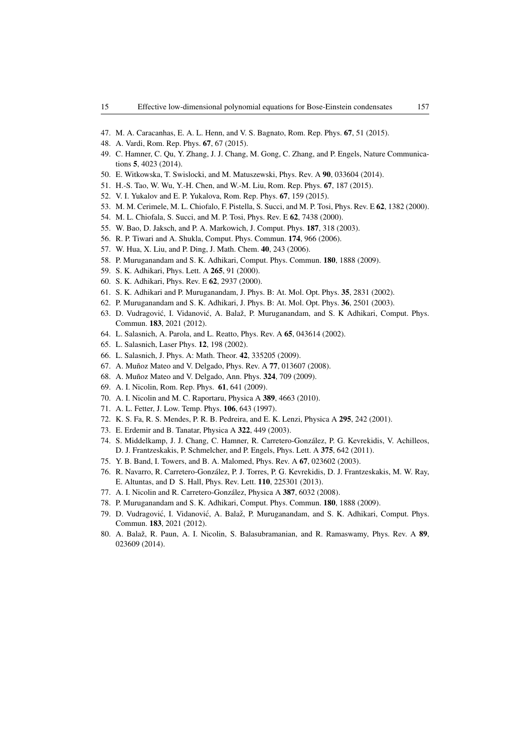47. M. A. Caracanhas, E. A. L. Henn, and V. S. Bagnato, Rom. Rep. Phys. **67**, 51 (2015).
48. A. Vardi, Rom. Rep. Phys. **67**, 67 (2015).
49. C. Hamner, C. Qu, Y. Zhang, J. J. Chang, M. Gong, C. Zhang, and P. Engels, Nature Communications **5**, 4023 (2014).
50. E. Witkowska, T. Swislocki, and M. Matuszewski, Phys. Rev. A **90**, 033604 (2014).
51. H.-S. Tao, W. Wu, Y.-H. Chen, and W.-M. Liu, Rom. Rep. Phys. **67**, 187 (2015).
52. V. I. Yukalov and E. P. Yukalova, Rom. Rep. Phys. **67**, 159 (2015).
53. M. M. Cerimele, M. L. Chiofalo, F. Pistella, S. Succi, and M. P. Tosi, Phys. Rev. E **62**, 1382 (2000).
54. M. L. Chiofala, S. Succi, and M. P. Tosi, Phys. Rev. E **62**, 7438 (2000).
55. W. Bao, D. Jaksch, and P. A. Markowich, J. Comput. Phys. **187**, 318 (2003).
56. R. P. Tiwari and A. Shukla, Comput. Phys. Commun. **174**, 966 (2006).
57. W. Hua, X. Liu, and P. Ding, J. Math. Chem. **40**, 243 (2006).
58. P. Muruganandam and S. K. Adhikari, Comput. Phys. Commun. **180**, 1888 (2009).
59. S. K. Adhikari, Phys. Lett. A **265**, 91 (2000).
60. S. K. Adhikari, Phys. Rev. E **62**, 2937 (2000).
61. S. K. Adhikari and P. Muruganandam, J. Phys. B: At. Mol. Opt. Phys. **35**, 2831 (2002).
62. P. Muruganandam and S. K. Adhikari, J. Phys. B: At. Mol. Opt. Phys. **36**, 2501 (2003).
63. D. Vudragović, I. Vidanović, A. Balaž, P. Muruganandam, and S. K Adhikari, Comput. Phys. Commun. **183**, 2021 (2012).
64. L. Salasnich, A. Parola, and L. Reatto, Phys. Rev. A **65**, 043614 (2002).
65. L. Salasnich, Laser Phys. **12**, 198 (2002).
66. L. Salasnich, J. Phys. A: Math. Theor. **42**, 335205 (2009).
67. A. Muñoz Mateo and V. Delgado, Phys. Rev. A **77**, 013607 (2008).
68. A. Muñoz Mateo and V. Delgado, Ann. Phys. **324**, 709 (2009).
69. A. I. Nicolin, Rom. Rep. Phys. **61**, 641 (2009).
70. A. I. Nicolin and M. C. Raportaru, Physica A **389**, 4663 (2010).
71. A. L. Fetter, J. Low. Temp. Phys. **106**, 643 (1997).
72. K. S. Fa, R. S. Mendes, P. R. B. Pedreira, and E. K. Lenzi, Physica A **295**, 242 (2001).
73. E. Erdemir and B. Tanatar, Physica A **322**, 449 (2003).
74. S. Middelkamp, J. J. Chang, C. Hamner, R. Carretero-González, P. G. Kevrekidis, V. Achilleos, D. J. Frantzeskakis, P. Schmelcher, and P. Engels, Phys. Lett. A **375**, 642 (2011).
75. Y. B. Band, I. Towers, and B. A. Malomed, Phys. Rev. A **67**, 023602 (2003).
76. R. Navarro, R. Carretero-González, P. J. Torres, P. G. Kevrekidis, D. J. Frantzeskakis, M. W. Ray, E. Altuntas, and D S. Hall, Phys. Rev. Lett. **110**, 225301 (2013).
77. A. I. Nicolin and R. Carretero-González, Physica A **387**, 6032 (2008).
78. P. Muruganandam and S. K. Adhikari, Comput. Phys. Commun. **180**, 1888 (2009).
79. D. Vudragović, I. Vidanović, A. Balaž, P. Muruganandam, and S. K. Adhikari, Comput. Phys. Commun. **183**, 2021 (2012).
80. A. Balaž, R. Paun, A. I. Nicolin, S. Balasubramanian, and R. Ramaswamy, Phys. Rev. A **89**, 023609 (2014).